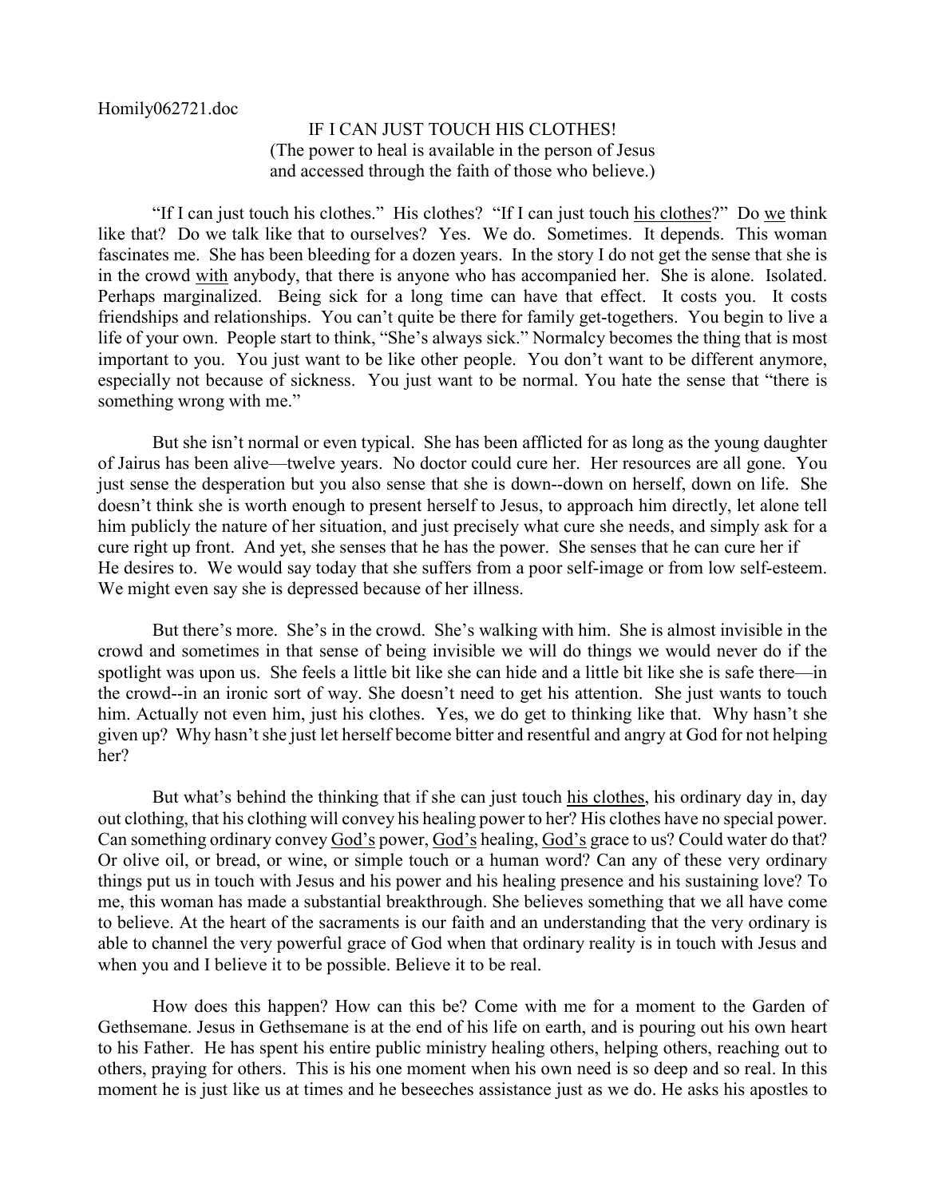Homily062721.doc

# IF I CAN JUST TOUCH HIS CLOTHES!

(The power to heal is available in the person of Jesus and accessed through the faith of those who believe.)

"If I can just touch his clothes." His clothes? "If I can just touch <u>his clothes</u>?" Do <u>we</u> think like that? Do we talk like that to ourselves? Yes. We do. Sometimes. It depends. This woman fascinates me. She has been bleeding for a dozen years. In the story I do not get the sense that she is in the crowd <u>with</u> anybody, that there is anyone who has accompanied her. She is alone. Isolated. Perhaps marginalized. Being sick for a long time can have that effect. It costs you. It costs friendships and relationships. You can't quite be there for family get-togethers. You begin to live a life of your own. People start to think, "She's always sick." Normalcy becomes the thing that is most important to you. You just want to be like other people. You don't want to be different anymore, especially not because of sickness. You just want to be normal. You hate the sense that "there is something wrong with me."

But she isn't normal or even typical. She has been afflicted for as long as the young daughter of Jairus has been alive—twelve years. No doctor could cure her. Her resources are all gone. You just sense the desperation but you also sense that she is down--down on herself, down on life. She doesn't think she is worth enough to present herself to Jesus, to approach him directly, let alone tell him publicly the nature of her situation, and just precisely what cure she needs, and simply ask for a cure right up front. And yet, she senses that he has the power. She senses that he can cure her if He desires to. We would say today that she suffers from a poor self-image or from low self-esteem. We might even say she is depressed because of her illness.

But there's more. She's in the crowd. She's walking with him. She is almost invisible in the crowd and sometimes in that sense of being invisible we will do things we would never do if the spotlight was upon us. She feels a little bit like she can hide and a little bit like she is safe there—in the crowd--in an ironic sort of way. She doesn't need to get his attention. She just wants to touch him. Actually not even him, just his clothes. Yes, we do get to thinking like that. Why hasn't she given up? Why hasn't she just let herself become bitter and resentful and angry at God for not helping her?

But what's behind the thinking that if she can just touch <u>his clothes</u>, his ordinary day in, day out clothing, that his clothing will convey his healing power to her? His clothes have no special power. Can something ordinary convey <u>God's</u> power, <u>God's</u> healing, <u>God's</u> grace to us? Could water do that? Or olive oil, or bread, or wine, or simple touch or a human word? Can any of these very ordinary things put us in touch with Jesus and his power and his healing presence and his sustaining love? To me, this woman has made a substantial breakthrough. She believes something that we all have come to believe. At the heart of the sacraments is our faith and an understanding that the very ordinary is able to channel the very powerful grace of God when that ordinary reality is in touch with Jesus and when you and I believe it to be possible. Believe it to be real.

How does this happen? How can this be? Come with me for a moment to the Garden of Gethsemane. Jesus in Gethsemane is at the end of his life on earth, and is pouring out his own heart to his Father. He has spent his entire public ministry healing others, helping others, reaching out to others, praying for others. This is his one moment when his own need is so deep and so real. In this moment he is just like us at times and he beseeches assistance just as we do. He asks his apostles to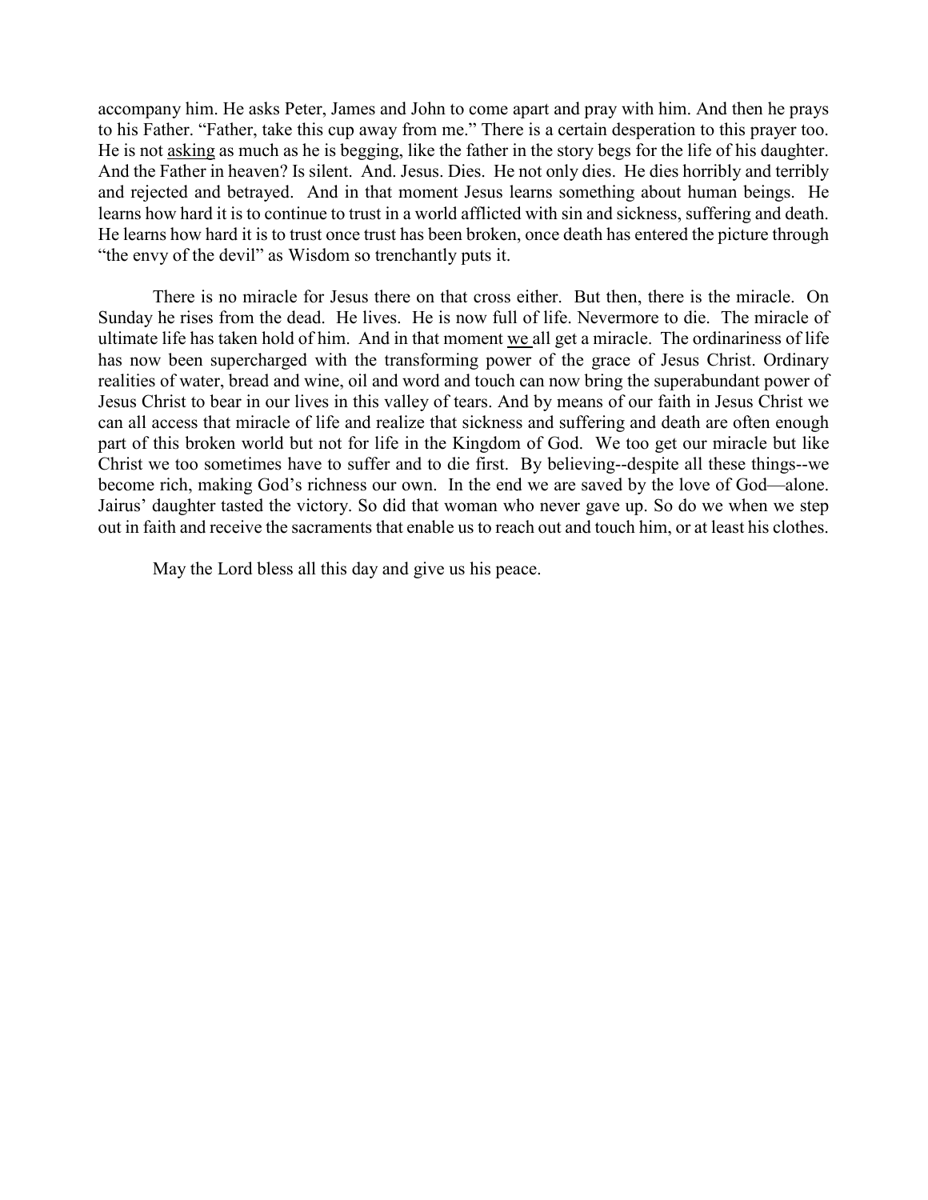accompany him. He asks Peter, James and John to come apart and pray with him. And then he prays to his Father. "Father, take this cup away from me." There is a certain desperation to this prayer too. He is not <u>asking</u> as much as he is begging, like the father in the story begs for the life of his daughter. And the Father in heaven? Is silent. And. Jesus. Dies. He not only dies. He dies horribly and terribly and rejected and betrayed. And in that moment Jesus learns something about human beings. He learns how hard it is to continue to trust in a world afflicted with sin and sickness, suffering and death. He learns how hard it is to trust once trust has been broken, once death has entered the picture through "the envy of the devil" as Wisdom so trenchantly puts it.

There is no miracle for Jesus there on that cross either. But then, there is the miracle. On Sunday he rises from the dead. He lives. He is now full of life. Nevermore to die. The miracle of ultimate life has taken hold of him. And in that moment <u>we</u> all get a miracle. The ordinariness of life has now been supercharged with the transforming power of the grace of Jesus Christ. Ordinary realities of water, bread and wine, oil and word and touch can now bring the superabundant power of Jesus Christ to bear in our lives in this valley of tears. And by means of our faith in Jesus Christ we can all access that miracle of life and realize that sickness and suffering and death are often enough part of this broken world but not for life in the Kingdom of God. We too get our miracle but like Christ we too sometimes have to suffer and to die first. By believing--despite all these things--we become rich, making God's richness our own. In the end we are saved by the love of God—alone. Jairus' daughter tasted the victory. So did that woman who never gave up. So do we when we step out in faith and receive the sacraments that enable us to reach out and touch him, or at least his clothes.

May the Lord bless all this day and give us his peace.